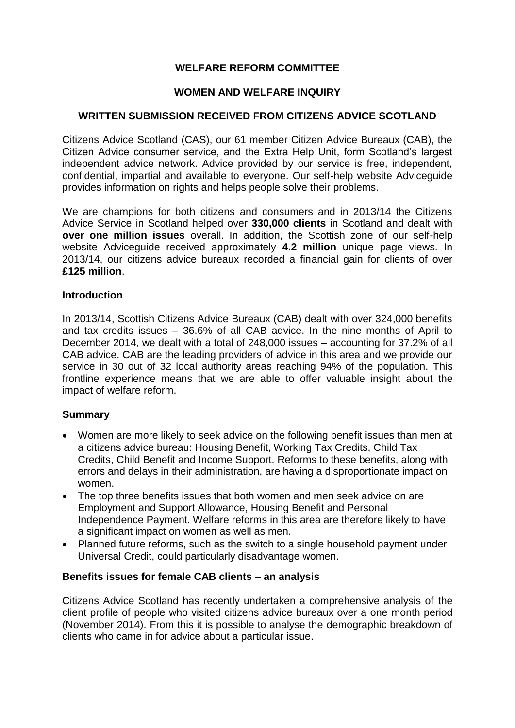# WELFARE REFORM COMMITTEE

## WOMEN AND WELFARE INQUIRY

### WRITTEN SUBMISSION RECEIVED FROM CITIZENS ADVICE SCOTLAND

Citizens Advice Scotland (CAS), our 61 member Citizen Advice Bureaux (CAB), the Citizen Advice consumer service, and the Extra Help Unit, form Scotland's largest independent advice network. Advice provided by our service is free, independent, confidential, impartial and available to everyone. Our self-help website Adviceguide provides information on rights and helps people solve their problems.

We are champions for both citizens and consumers and in 2013/14 the Citizens Advice Service in Scotland helped over **330,000 clients** in Scotland and dealt with **over one million issues** overall. In addition, the Scottish zone of our self-help website Adviceguide received approximately **4.2 million** unique page views. In 2013/14, our citizens advice bureaux recorded a financial gain for clients of over **£125 million**.

**Introduction**

In 2013/14, Scottish Citizens Advice Bureaux (CAB) dealt with over 324,000 benefits and tax credits issues – 36.6% of all CAB advice. In the nine months of April to December 2014, we dealt with a total of 248,000 issues – accounting for 37.2% of all CAB advice. CAB are the leading providers of advice in this area and we provide our service in 30 out of 32 local authority areas reaching 94% of the population. This frontline experience means that we are able to offer valuable insight about the impact of welfare reform.

**Summary**

- Women are more likely to seek advice on the following benefit issues than men at a citizens advice bureau: Housing Benefit, Working Tax Credits, Child Tax Credits, Child Benefit and Income Support. Reforms to these benefits, along with errors and delays in their administration, are having a disproportionate impact on women.
- The top three benefits issues that both women and men seek advice on are Employment and Support Allowance, Housing Benefit and Personal Independence Payment. Welfare reforms in this area are therefore likely to have a significant impact on women as well as men.
- Planned future reforms, such as the switch to a single household payment under Universal Credit, could particularly disadvantage women.

**Benefits issues for female CAB clients – an analysis**

Citizens Advice Scotland has recently undertaken a comprehensive analysis of the client profile of people who visited citizens advice bureaux over a one month period (November 2014). From this it is possible to analyse the demographic breakdown of clients who came in for advice about a particular issue.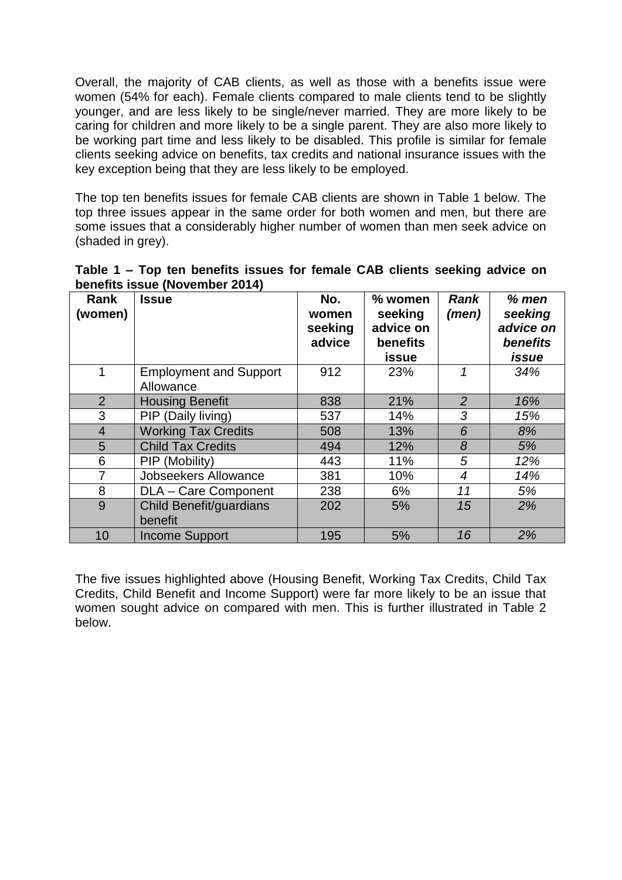Overall, the majority of CAB clients, as well as those with a benefits issue were women (54% for each). Female clients compared to male clients tend to be slightly younger, and are less likely to be single/never married. They are more likely to be caring for children and more likely to be a single parent. They are also more likely to be working part time and less likely to be disabled. This profile is similar for female clients seeking advice on benefits, tax credits and national insurance issues with the key exception being that they are less likely to be employed.

The top ten benefits issues for female CAB clients are shown in Table 1 below. The top three issues appear in the same order for both women and men, but there are some issues that a considerably higher number of women than men seek advice on (shaded in grey).

**Table 1 – Top ten benefits issues for female CAB clients seeking advice on benefits issue (November 2014)**

| Rank (women) | Issue | No. women seeking advice | % women seeking advice on benefits issue | *Rank (men)* | *% men seeking advice on benefits issue* |
|---|---|---|---|---|---|
| 1 | Employment and Support Allowance | 912 | 23% | *1* | *34%* |
| 2 | Housing Benefit | 838 | 21% | *2* | *16%* |
| 3 | PIP (Daily living) | 537 | 14% | *3* | *15%* |
| 4 | Working Tax Credits | 508 | 13% | *6* | *8%* |
| 5 | Child Tax Credits | 494 | 12% | *8* | *5%* |
| 6 | PIP (Mobility) | 443 | 11% | *5* | *12%* |
| 7 | Jobseekers Allowance | 381 | 10% | *4* | *14%* |
| 8 | DLA – Care Component | 238 | 6% | *11* | *5%* |
| 9 | Child Benefit/guardians benefit | 202 | 5% | *15* | *2%* |
| 10 | Income Support | 195 | 5% | *16* | *2%* |

The five issues highlighted above (Housing Benefit, Working Tax Credits, Child Tax Credits, Child Benefit and Income Support) were far more likely to be an issue that women sought advice on compared with men. This is further illustrated in Table 2 below.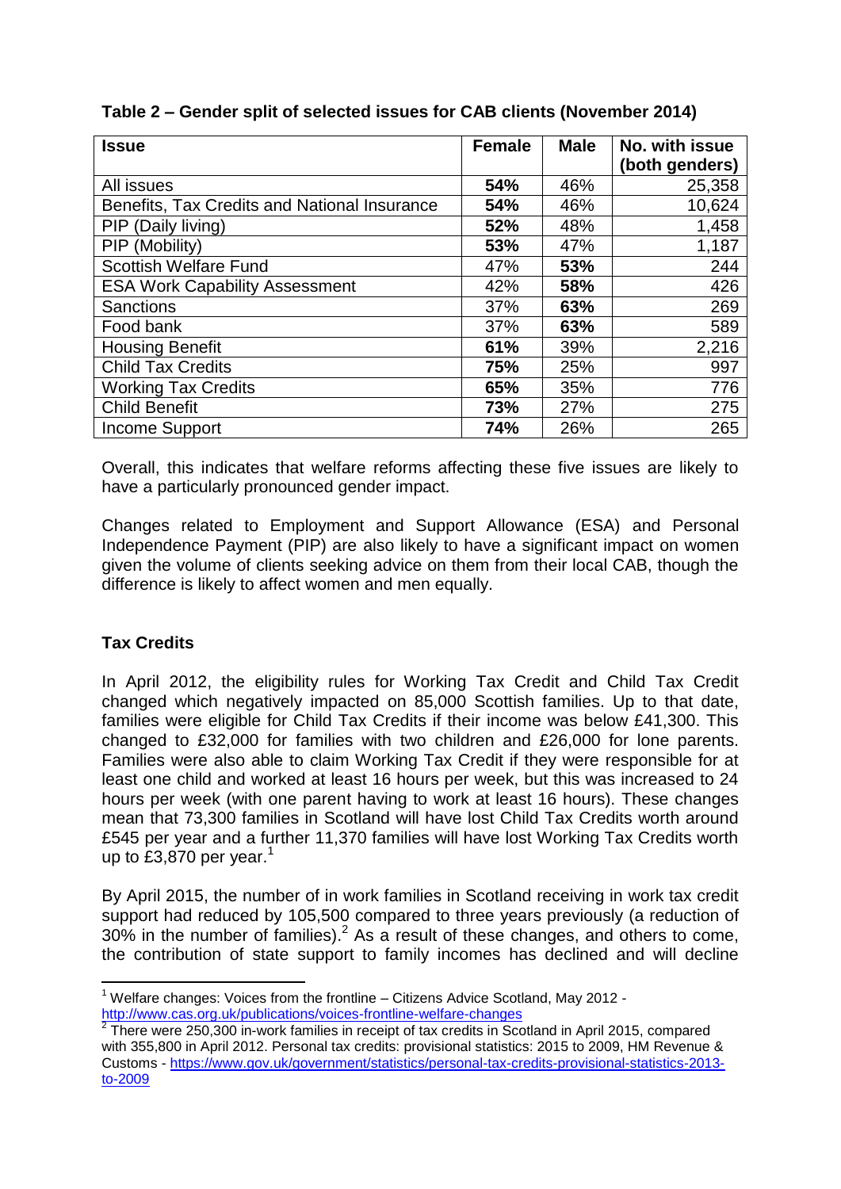**Table 2 – Gender split of selected issues for CAB clients (November 2014)**

| Issue | Female | Male | No. with issue (both genders) |
|---|---|---|---|
| All issues | **54%** | 46% | 25,358 |
| Benefits, Tax Credits and National Insurance | **54%** | 46% | 10,624 |
| PIP (Daily living) | **52%** | 48% | 1,458 |
| PIP (Mobility) | **53%** | 47% | 1,187 |
| Scottish Welfare Fund | 47% | **53%** | 244 |
| ESA Work Capability Assessment | 42% | **58%** | 426 |
| Sanctions | 37% | **63%** | 269 |
| Food bank | 37% | **63%** | 589 |
| Housing Benefit | **61%** | 39% | 2,216 |
| Child Tax Credits | **75%** | 25% | 997 |
| Working Tax Credits | **65%** | 35% | 776 |
| Child Benefit | **73%** | 27% | 275 |
| Income Support | **74%** | 26% | 265 |

Overall, this indicates that welfare reforms affecting these five issues are likely to have a particularly pronounced gender impact.

Changes related to Employment and Support Allowance (ESA) and Personal Independence Payment (PIP) are also likely to have a significant impact on women given the volume of clients seeking advice on them from their local CAB, though the difference is likely to affect women and men equally.

## Tax Credits

In April 2012, the eligibility rules for Working Tax Credit and Child Tax Credit changed which negatively impacted on 85,000 Scottish families. Up to that date, families were eligible for Child Tax Credits if their income was below £41,300. This changed to £32,000 for families with two children and £26,000 for lone parents. Families were also able to claim Working Tax Credit if they were responsible for at least one child and worked at least 16 hours per week, but this was increased to 24 hours per week (with one parent having to work at least 16 hours). These changes mean that 73,300 families in Scotland will have lost Child Tax Credits worth around £545 per year and a further 11,370 families will have lost Working Tax Credits worth up to £3,870 per year.[1]

By April 2015, the number of in work families in Scotland receiving in work tax credit support had reduced by 105,500 compared to three years previously (a reduction of 30% in the number of families).[2] As a result of these changes, and others to come, the contribution of state support to family incomes has declined and will decline

---

[1] Welfare changes: Voices from the frontline – Citizens Advice Scotland, May 2012 - http://www.cas.org.uk/publications/voices-frontline-welfare-changes

[2] There were 250,300 in-work families in receipt of tax credits in Scotland in April 2015, compared with 355,800 in April 2012. Personal tax credits: provisional statistics: 2015 to 2009, HM Revenue & Customs - https://www.gov.uk/government/statistics/personal-tax-credits-provisional-statistics-2013-to-2009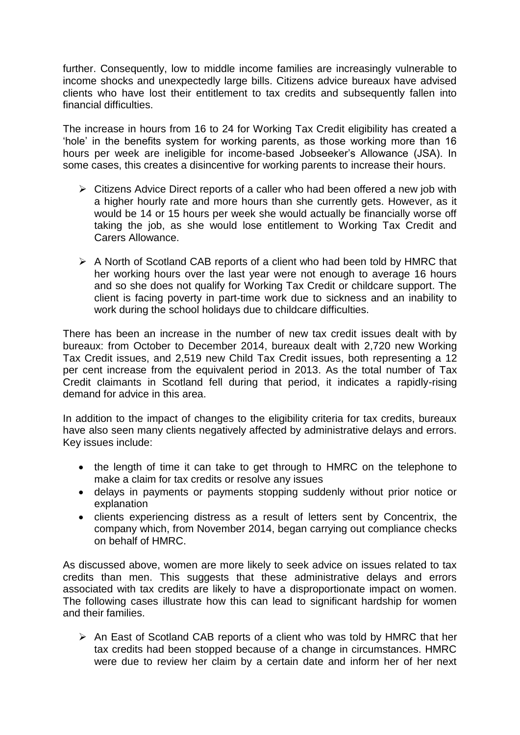further. Consequently, low to middle income families are increasingly vulnerable to income shocks and unexpectedly large bills. Citizens advice bureaux have advised clients who have lost their entitlement to tax credits and subsequently fallen into financial difficulties.

The increase in hours from 16 to 24 for Working Tax Credit eligibility has created a 'hole' in the benefits system for working parents, as those working more than 16 hours per week are ineligible for income-based Jobseeker's Allowance (JSA). In some cases, this creates a disincentive for working parents to increase their hours.

- Citizens Advice Direct reports of a caller who had been offered a new job with a higher hourly rate and more hours than she currently gets. However, as it would be 14 or 15 hours per week she would actually be financially worse off taking the job, as she would lose entitlement to Working Tax Credit and Carers Allowance.

- A North of Scotland CAB reports of a client who had been told by HMRC that her working hours over the last year were not enough to average 16 hours and so she does not qualify for Working Tax Credit or childcare support. The client is facing poverty in part-time work due to sickness and an inability to work during the school holidays due to childcare difficulties.

There has been an increase in the number of new tax credit issues dealt with by bureaux: from October to December 2014, bureaux dealt with 2,720 new Working Tax Credit issues, and 2,519 new Child Tax Credit issues, both representing a 12 per cent increase from the equivalent period in 2013. As the total number of Tax Credit claimants in Scotland fell during that period, it indicates a rapidly-rising demand for advice in this area.

In addition to the impact of changes to the eligibility criteria for tax credits, bureaux have also seen many clients negatively affected by administrative delays and errors. Key issues include:

- the length of time it can take to get through to HMRC on the telephone to make a claim for tax credits or resolve any issues
- delays in payments or payments stopping suddenly without prior notice or explanation
- clients experiencing distress as a result of letters sent by Concentrix, the company which, from November 2014, began carrying out compliance checks on behalf of HMRC.

As discussed above, women are more likely to seek advice on issues related to tax credits than men. This suggests that these administrative delays and errors associated with tax credits are likely to have a disproportionate impact on women. The following cases illustrate how this can lead to significant hardship for women and their families.

- An East of Scotland CAB reports of a client who was told by HMRC that her tax credits had been stopped because of a change in circumstances. HMRC were due to review her claim by a certain date and inform her of her next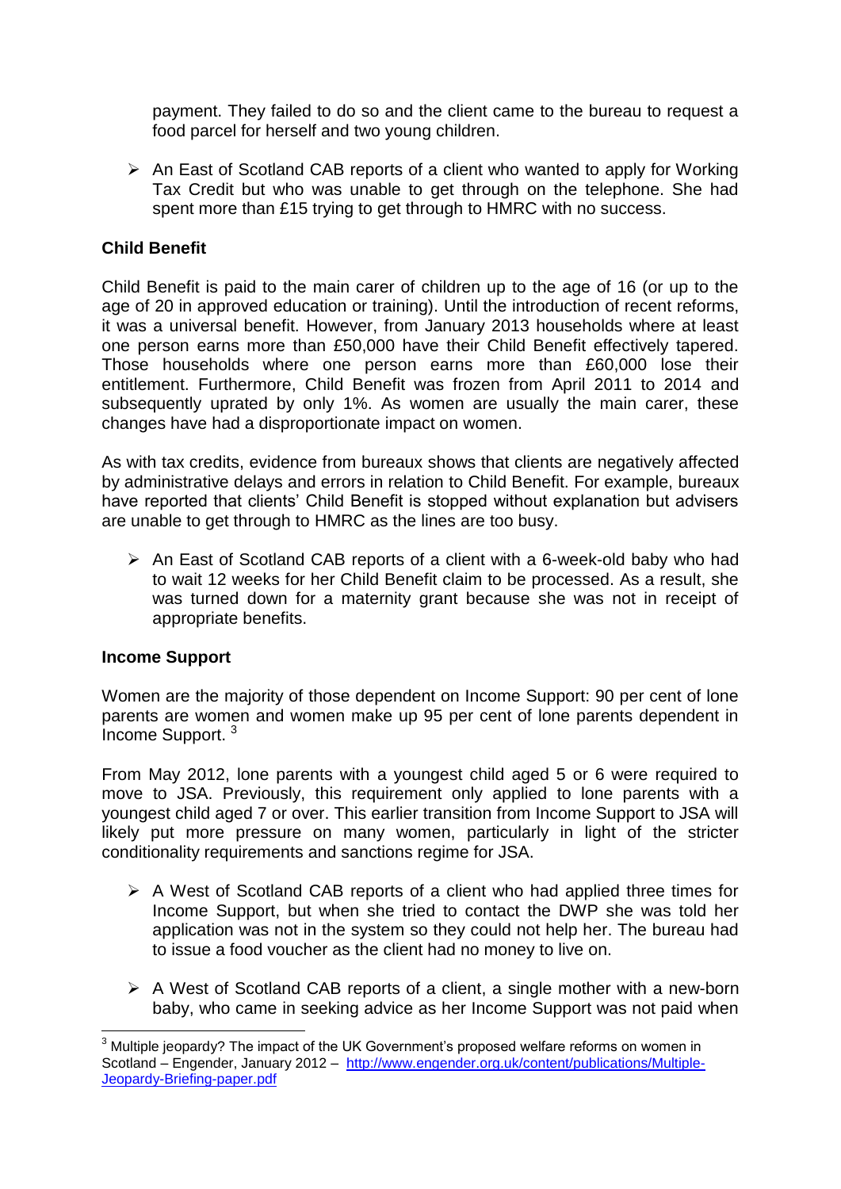payment. They failed to do so and the client came to the bureau to request a food parcel for herself and two young children.

- An East of Scotland CAB reports of a client who wanted to apply for Working Tax Credit but who was unable to get through on the telephone. She had spent more than £15 trying to get through to HMRC with no success.

**Child Benefit**

Child Benefit is paid to the main carer of children up to the age of 16 (or up to the age of 20 in approved education or training). Until the introduction of recent reforms, it was a universal benefit. However, from January 2013 households where at least one person earns more than £50,000 have their Child Benefit effectively tapered. Those households where one person earns more than £60,000 lose their entitlement. Furthermore, Child Benefit was frozen from April 2011 to 2014 and subsequently uprated by only 1%. As women are usually the main carer, these changes have had a disproportionate impact on women.

As with tax credits, evidence from bureaux shows that clients are negatively affected by administrative delays and errors in relation to Child Benefit. For example, bureaux have reported that clients' Child Benefit is stopped without explanation but advisers are unable to get through to HMRC as the lines are too busy.

- An East of Scotland CAB reports of a client with a 6-week-old baby who had to wait 12 weeks for her Child Benefit claim to be processed. As a result, she was turned down for a maternity grant because she was not in receipt of appropriate benefits.

**Income Support**

Women are the majority of those dependent on Income Support: 90 per cent of lone parents are women and women make up 95 per cent of lone parents dependent in Income Support. [3]

From May 2012, lone parents with a youngest child aged 5 or 6 were required to move to JSA. Previously, this requirement only applied to lone parents with a youngest child aged 7 or over. This earlier transition from Income Support to JSA will likely put more pressure on many women, particularly in light of the stricter conditionality requirements and sanctions regime for JSA.

- A West of Scotland CAB reports of a client who had applied three times for Income Support, but when she tried to contact the DWP she was told her application was not in the system so they could not help her. The bureau had to issue a food voucher as the client had no money to live on.

- A West of Scotland CAB reports of a client, a single mother with a new-born baby, who came in seeking advice as her Income Support was not paid when

[3] Multiple jeopardy? The impact of the UK Government's proposed welfare reforms on women in Scotland – Engender, January 2012 – http://www.engender.org.uk/content/publications/Multiple-Jeopardy-Briefing-paper.pdf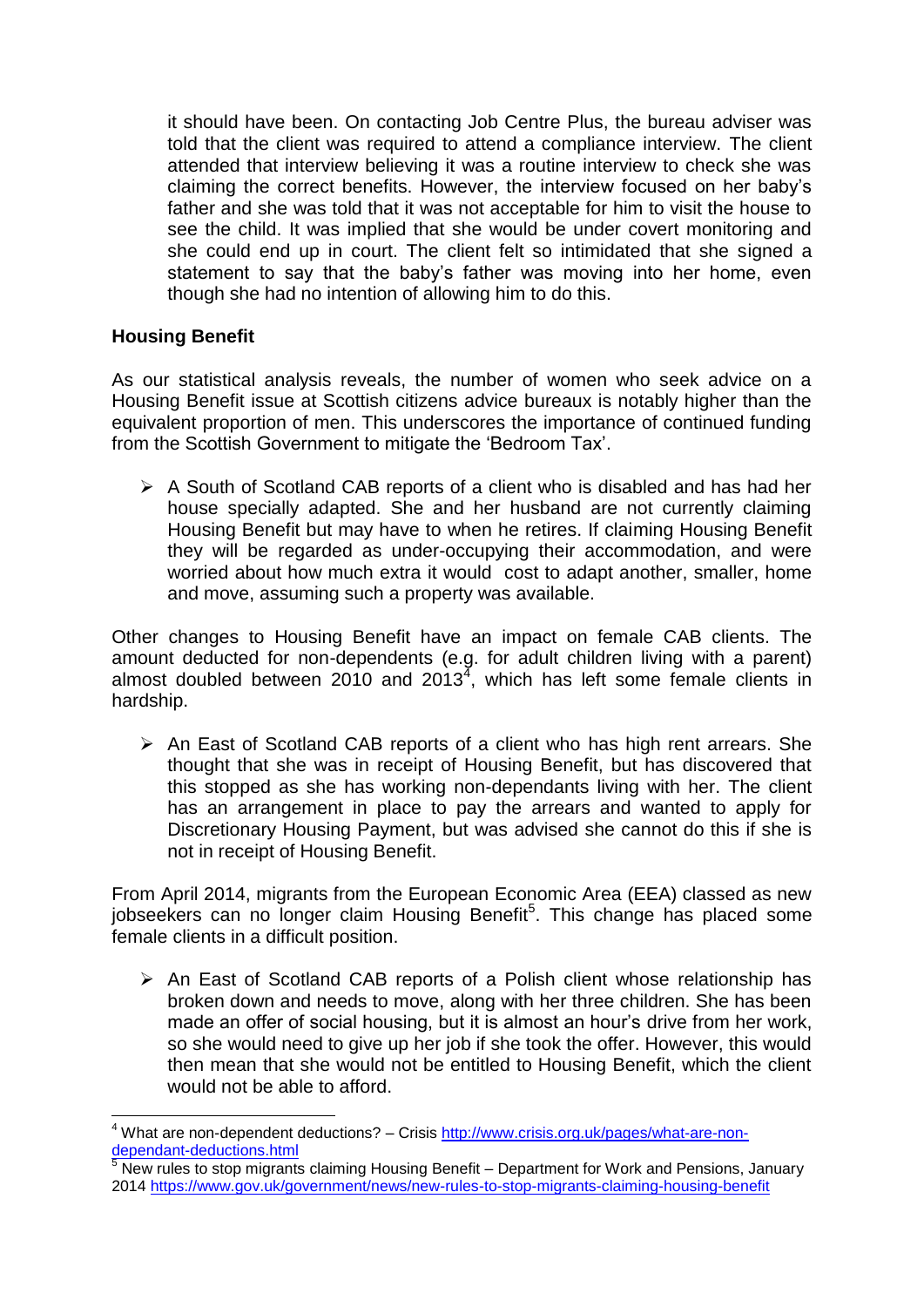it should have been. On contacting Job Centre Plus, the bureau adviser was told that the client was required to attend a compliance interview. The client attended that interview believing it was a routine interview to check she was claiming the correct benefits. However, the interview focused on her baby's father and she was told that it was not acceptable for him to visit the house to see the child. It was implied that she would be under covert monitoring and she could end up in court. The client felt so intimidated that she signed a statement to say that the baby's father was moving into her home, even though she had no intention of allowing him to do this.

**Housing Benefit**

As our statistical analysis reveals, the number of women who seek advice on a Housing Benefit issue at Scottish citizens advice bureaux is notably higher than the equivalent proportion of men. This underscores the importance of continued funding from the Scottish Government to mitigate the 'Bedroom Tax'.

- A South of Scotland CAB reports of a client who is disabled and has had her house specially adapted. She and her husband are not currently claiming Housing Benefit but may have to when he retires. If claiming Housing Benefit they will be regarded as under-occupying their accommodation, and were worried about how much extra it would cost to adapt another, smaller, home and move, assuming such a property was available.

Other changes to Housing Benefit have an impact on female CAB clients. The amount deducted for non-dependents (e.g. for adult children living with a parent) almost doubled between 2010 and 2013[4], which has left some female clients in hardship.

- An East of Scotland CAB reports of a client who has high rent arrears. She thought that she was in receipt of Housing Benefit, but has discovered that this stopped as she has working non-dependants living with her. The client has an arrangement in place to pay the arrears and wanted to apply for Discretionary Housing Payment, but was advised she cannot do this if she is not in receipt of Housing Benefit.

From April 2014, migrants from the European Economic Area (EEA) classed as new jobseekers can no longer claim Housing Benefit[5]. This change has placed some female clients in a difficult position.

- An East of Scotland CAB reports of a Polish client whose relationship has broken down and needs to move, along with her three children. She has been made an offer of social housing, but it is almost an hour's drive from her work, so she would need to give up her job if she took the offer. However, this would then mean that she would not be entitled to Housing Benefit, which the client would not be able to afford.

---

[4] What are non-dependent deductions? – Crisis http://www.crisis.org.uk/pages/what-are-non-dependant-deductions.html

[5] New rules to stop migrants claiming Housing Benefit – Department for Work and Pensions, January 2014 https://www.gov.uk/government/news/new-rules-to-stop-migrants-claiming-housing-benefit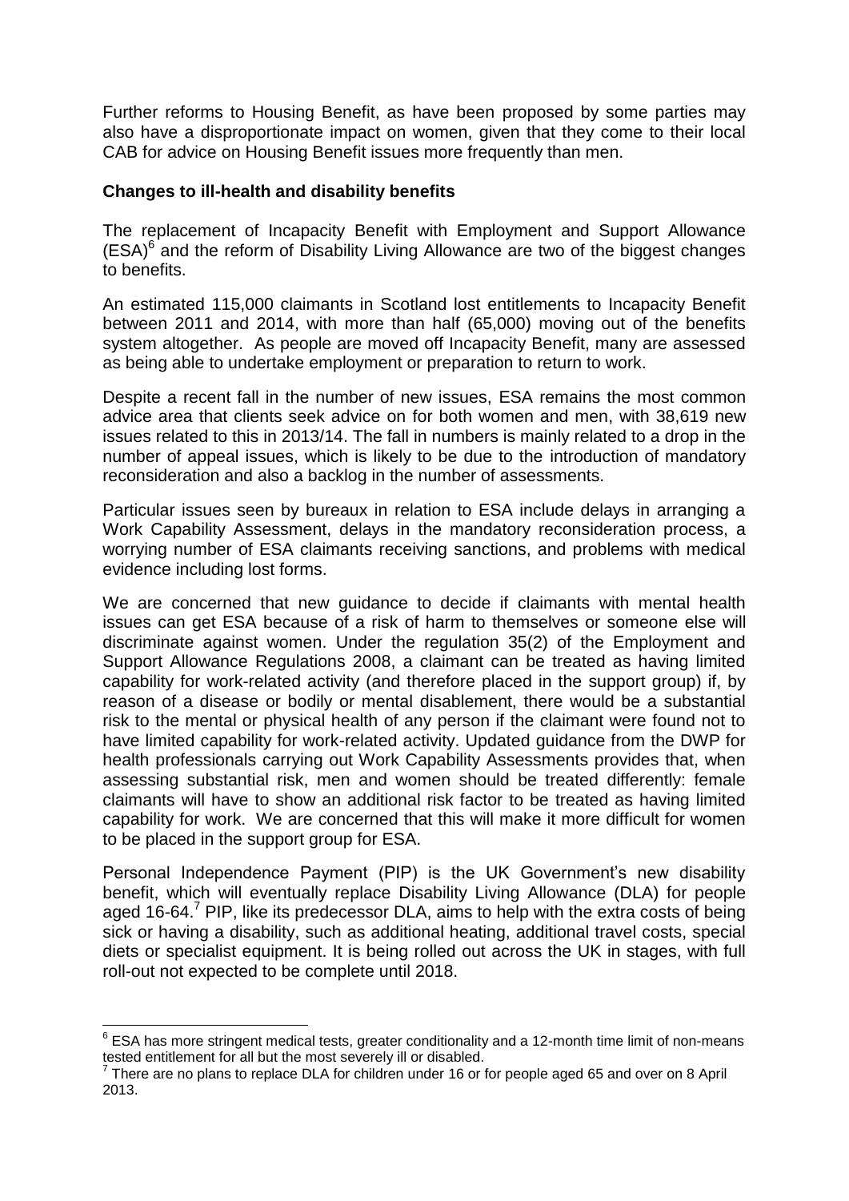Further reforms to Housing Benefit, as have been proposed by some parties may also have a disproportionate impact on women, given that they come to their local CAB for advice on Housing Benefit issues more frequently than men.

**Changes to ill-health and disability benefits**

The replacement of Incapacity Benefit with Employment and Support Allowance (ESA)[6] and the reform of Disability Living Allowance are two of the biggest changes to benefits.

An estimated 115,000 claimants in Scotland lost entitlements to Incapacity Benefit between 2011 and 2014, with more than half (65,000) moving out of the benefits system altogether. As people are moved off Incapacity Benefit, many are assessed as being able to undertake employment or preparation to return to work.

Despite a recent fall in the number of new issues, ESA remains the most common advice area that clients seek advice on for both women and men, with 38,619 new issues related to this in 2013/14. The fall in numbers is mainly related to a drop in the number of appeal issues, which is likely to be due to the introduction of mandatory reconsideration and also a backlog in the number of assessments.

Particular issues seen by bureaux in relation to ESA include delays in arranging a Work Capability Assessment, delays in the mandatory reconsideration process, a worrying number of ESA claimants receiving sanctions, and problems with medical evidence including lost forms.

We are concerned that new guidance to decide if claimants with mental health issues can get ESA because of a risk of harm to themselves or someone else will discriminate against women. Under the regulation 35(2) of the Employment and Support Allowance Regulations 2008, a claimant can be treated as having limited capability for work-related activity (and therefore placed in the support group) if, by reason of a disease or bodily or mental disablement, there would be a substantial risk to the mental or physical health of any person if the claimant were found not to have limited capability for work-related activity. Updated guidance from the DWP for health professionals carrying out Work Capability Assessments provides that, when assessing substantial risk, men and women should be treated differently: female claimants will have to show an additional risk factor to be treated as having limited capability for work. We are concerned that this will make it more difficult for women to be placed in the support group for ESA.

Personal Independence Payment (PIP) is the UK Government's new disability benefit, which will eventually replace Disability Living Allowance (DLA) for people aged 16-64.[7] PIP, like its predecessor DLA, aims to help with the extra costs of being sick or having a disability, such as additional heating, additional travel costs, special diets or specialist equipment. It is being rolled out across the UK in stages, with full roll-out not expected to be complete until 2018.

---

[6] ESA has more stringent medical tests, greater conditionality and a 12-month time limit of non-means tested entitlement for all but the most severely ill or disabled.

[7] There are no plans to replace DLA for children under 16 or for people aged 65 and over on 8 April 2013.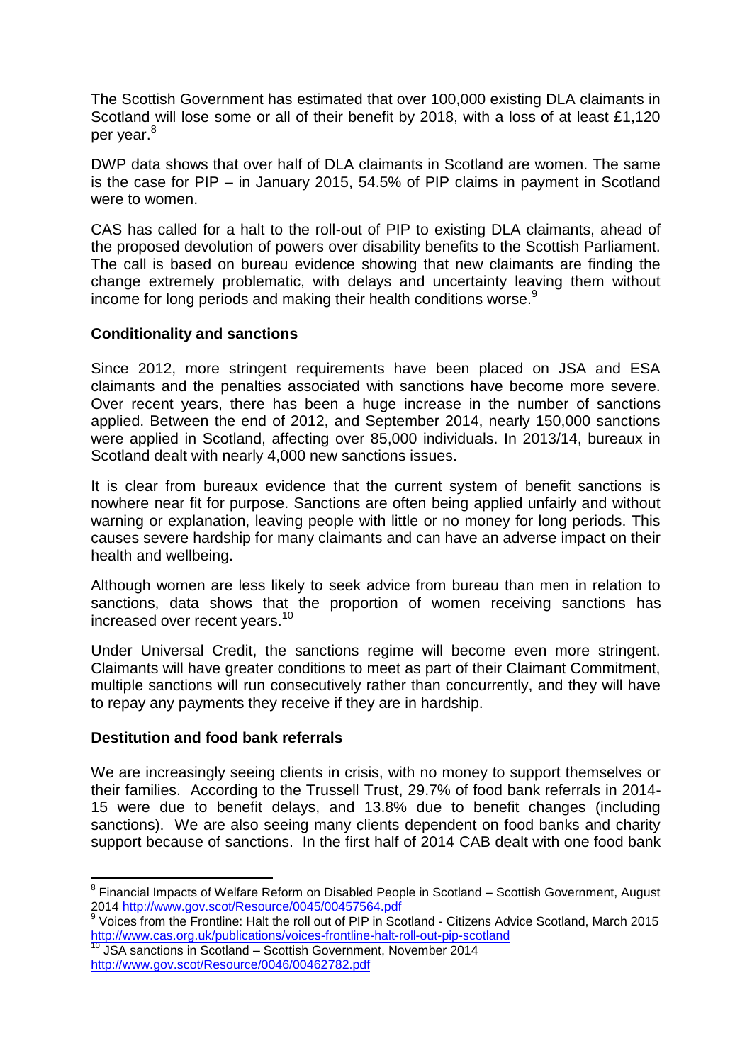The Scottish Government has estimated that over 100,000 existing DLA claimants in Scotland will lose some or all of their benefit by 2018, with a loss of at least £1,120 per year.[8]

DWP data shows that over half of DLA claimants in Scotland are women. The same is the case for PIP – in January 2015, 54.5% of PIP claims in payment in Scotland were to women.

CAS has called for a halt to the roll-out of PIP to existing DLA claimants, ahead of the proposed devolution of powers over disability benefits to the Scottish Parliament. The call is based on bureau evidence showing that new claimants are finding the change extremely problematic, with delays and uncertainty leaving them without income for long periods and making their health conditions worse.[9]

**Conditionality and sanctions**

Since 2012, more stringent requirements have been placed on JSA and ESA claimants and the penalties associated with sanctions have become more severe. Over recent years, there has been a huge increase in the number of sanctions applied. Between the end of 2012, and September 2014, nearly 150,000 sanctions were applied in Scotland, affecting over 85,000 individuals. In 2013/14, bureaux in Scotland dealt with nearly 4,000 new sanctions issues.

It is clear from bureaux evidence that the current system of benefit sanctions is nowhere near fit for purpose. Sanctions are often being applied unfairly and without warning or explanation, leaving people with little or no money for long periods. This causes severe hardship for many claimants and can have an adverse impact on their health and wellbeing.

Although women are less likely to seek advice from bureau than men in relation to sanctions, data shows that the proportion of women receiving sanctions has increased over recent years.[10]

Under Universal Credit, the sanctions regime will become even more stringent. Claimants will have greater conditions to meet as part of their Claimant Commitment, multiple sanctions will run consecutively rather than concurrently, and they will have to repay any payments they receive if they are in hardship.

**Destitution and food bank referrals**

We are increasingly seeing clients in crisis, with no money to support themselves or their families. According to the Trussell Trust, 29.7% of food bank referrals in 2014-15 were due to benefit delays, and 13.8% due to benefit changes (including sanctions). We are also seeing many clients dependent on food banks and charity support because of sanctions. In the first half of 2014 CAB dealt with one food bank

---

[8] Financial Impacts of Welfare Reform on Disabled People in Scotland – Scottish Government, August 2014 http://www.gov.scot/Resource/0045/00457564.pdf

[9] Voices from the Frontline: Halt the roll out of PIP in Scotland - Citizens Advice Scotland, March 2015 http://www.cas.org.uk/publications/voices-frontline-halt-roll-out-pip-scotland

[10] JSA sanctions in Scotland – Scottish Government, November 2014 http://www.gov.scot/Resource/0046/00462782.pdf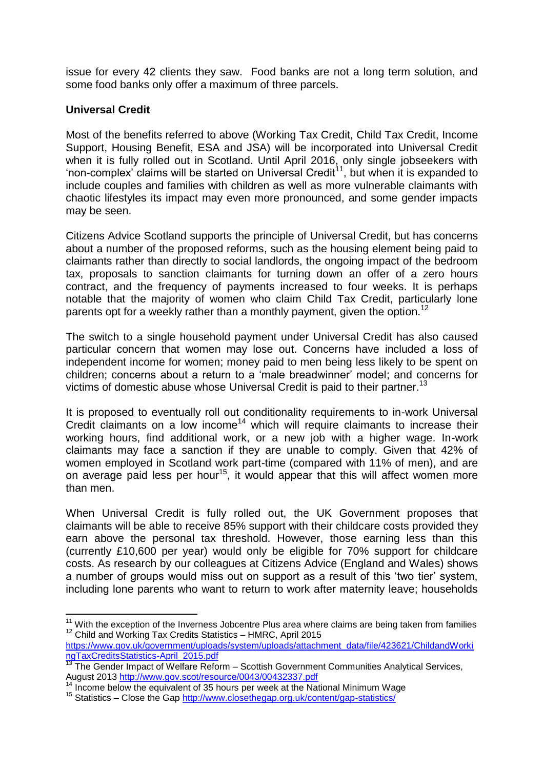issue for every 42 clients they saw. Food banks are not a long term solution, and some food banks only offer a maximum of three parcels.

**Universal Credit**

Most of the benefits referred to above (Working Tax Credit, Child Tax Credit, Income Support, Housing Benefit, ESA and JSA) will be incorporated into Universal Credit when it is fully rolled out in Scotland. Until April 2016, only single jobseekers with 'non-complex' claims will be started on Universal Credit[11], but when it is expanded to include couples and families with children as well as more vulnerable claimants with chaotic lifestyles its impact may even more pronounced, and some gender impacts may be seen.

Citizens Advice Scotland supports the principle of Universal Credit, but has concerns about a number of the proposed reforms, such as the housing element being paid to claimants rather than directly to social landlords, the ongoing impact of the bedroom tax, proposals to sanction claimants for turning down an offer of a zero hours contract, and the frequency of payments increased to four weeks. It is perhaps notable that the majority of women who claim Child Tax Credit, particularly lone parents opt for a weekly rather than a monthly payment, given the option.[12]

The switch to a single household payment under Universal Credit has also caused particular concern that women may lose out. Concerns have included a loss of independent income for women; money paid to men being less likely to be spent on children; concerns about a return to a 'male breadwinner' model; and concerns for victims of domestic abuse whose Universal Credit is paid to their partner.[13]

It is proposed to eventually roll out conditionality requirements to in-work Universal Credit claimants on a low income[14] which will require claimants to increase their working hours, find additional work, or a new job with a higher wage. In-work claimants may face a sanction if they are unable to comply. Given that 42% of women employed in Scotland work part-time (compared with 11% of men), and are on average paid less per hour[15], it would appear that this will affect women more than men.

When Universal Credit is fully rolled out, the UK Government proposes that claimants will be able to receive 85% support with their childcare costs provided they earn above the personal tax threshold. However, those earning less than this (currently £10,600 per year) would only be eligible for 70% support for childcare costs. As research by our colleagues at Citizens Advice (England and Wales) shows a number of groups would miss out on support as a result of this 'two tier' system, including lone parents who want to return to work after maternity leave; households

---

[11] With the exception of the Inverness Jobcentre Plus area where claims are being taken from families

[12] Child and Working Tax Credits Statistics – HMRC, April 2015 https://www.gov.uk/government/uploads/system/uploads/attachment_data/file/423621/ChildandWorkingTaxCreditsStatistics-April_2015.pdf

[13] The Gender Impact of Welfare Reform – Scottish Government Communities Analytical Services, August 2013 http://www.gov.scot/resource/0043/00432337.pdf

[14] Income below the equivalent of 35 hours per week at the National Minimum Wage

[15] Statistics – Close the Gap http://www.closethegap.org.uk/content/gap-statistics/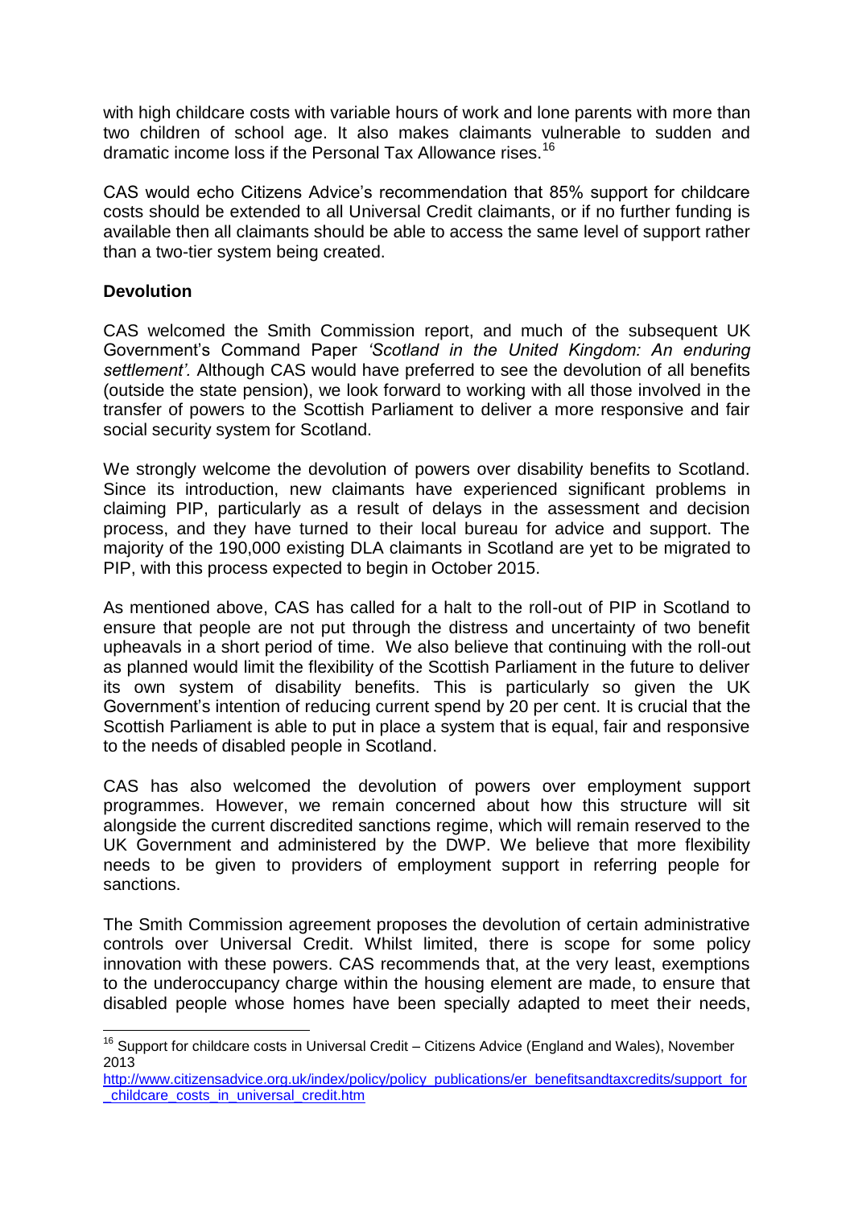with high childcare costs with variable hours of work and lone parents with more than two children of school age. It also makes claimants vulnerable to sudden and dramatic income loss if the Personal Tax Allowance rises.[16]

CAS would echo Citizens Advice's recommendation that 85% support for childcare costs should be extended to all Universal Credit claimants, or if no further funding is available then all claimants should be able to access the same level of support rather than a two-tier system being created.

**Devolution**

CAS welcomed the Smith Commission report, and much of the subsequent UK Government's Command Paper *'Scotland in the United Kingdom: An enduring settlement'*. Although CAS would have preferred to see the devolution of all benefits (outside the state pension), we look forward to working with all those involved in the transfer of powers to the Scottish Parliament to deliver a more responsive and fair social security system for Scotland.

We strongly welcome the devolution of powers over disability benefits to Scotland. Since its introduction, new claimants have experienced significant problems in claiming PIP, particularly as a result of delays in the assessment and decision process, and they have turned to their local bureau for advice and support. The majority of the 190,000 existing DLA claimants in Scotland are yet to be migrated to PIP, with this process expected to begin in October 2015.

As mentioned above, CAS has called for a halt to the roll-out of PIP in Scotland to ensure that people are not put through the distress and uncertainty of two benefit upheavals in a short period of time. We also believe that continuing with the roll-out as planned would limit the flexibility of the Scottish Parliament in the future to deliver its own system of disability benefits. This is particularly so given the UK Government's intention of reducing current spend by 20 per cent. It is crucial that the Scottish Parliament is able to put in place a system that is equal, fair and responsive to the needs of disabled people in Scotland.

CAS has also welcomed the devolution of powers over employment support programmes. However, we remain concerned about how this structure will sit alongside the current discredited sanctions regime, which will remain reserved to the UK Government and administered by the DWP. We believe that more flexibility needs to be given to providers of employment support in referring people for sanctions.

The Smith Commission agreement proposes the devolution of certain administrative controls over Universal Credit. Whilst limited, there is scope for some policy innovation with these powers. CAS recommends that, at the very least, exemptions to the underoccupancy charge within the housing element are made, to ensure that disabled people whose homes have been specially adapted to meet their needs,

---

[16] Support for childcare costs in Universal Credit – Citizens Advice (England and Wales), November 2013 http://www.citizensadvice.org.uk/index/policy/policy_publications/er_benefitsandtaxcredits/support_for_childcare_costs_in_universal_credit.htm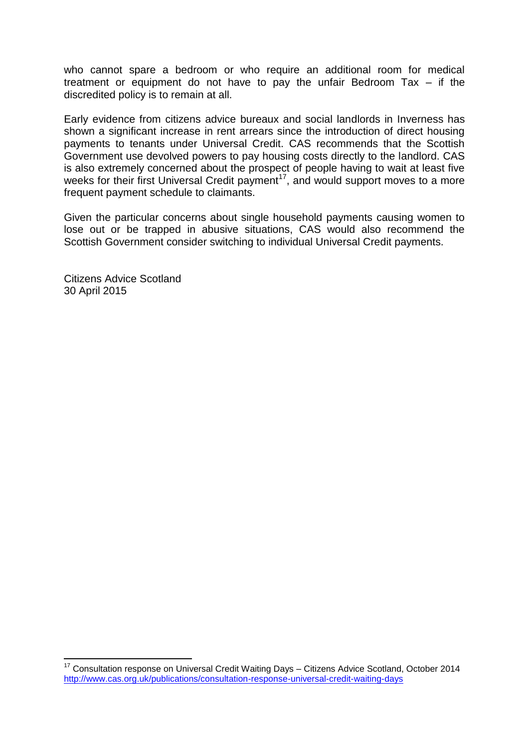who cannot spare a bedroom or who require an additional room for medical treatment or equipment do not have to pay the unfair Bedroom Tax – if the discredited policy is to remain at all.

Early evidence from citizens advice bureaux and social landlords in Inverness has shown a significant increase in rent arrears since the introduction of direct housing payments to tenants under Universal Credit. CAS recommends that the Scottish Government use devolved powers to pay housing costs directly to the landlord. CAS is also extremely concerned about the prospect of people having to wait at least five weeks for their first Universal Credit payment[17], and would support moves to a more frequent payment schedule to claimants.

Given the particular concerns about single household payments causing women to lose out or be trapped in abusive situations, CAS would also recommend the Scottish Government consider switching to individual Universal Credit payments.

Citizens Advice Scotland
30 April 2015

---

[17] Consultation response on Universal Credit Waiting Days – Citizens Advice Scotland, October 2014 http://www.cas.org.uk/publications/consultation-response-universal-credit-waiting-days